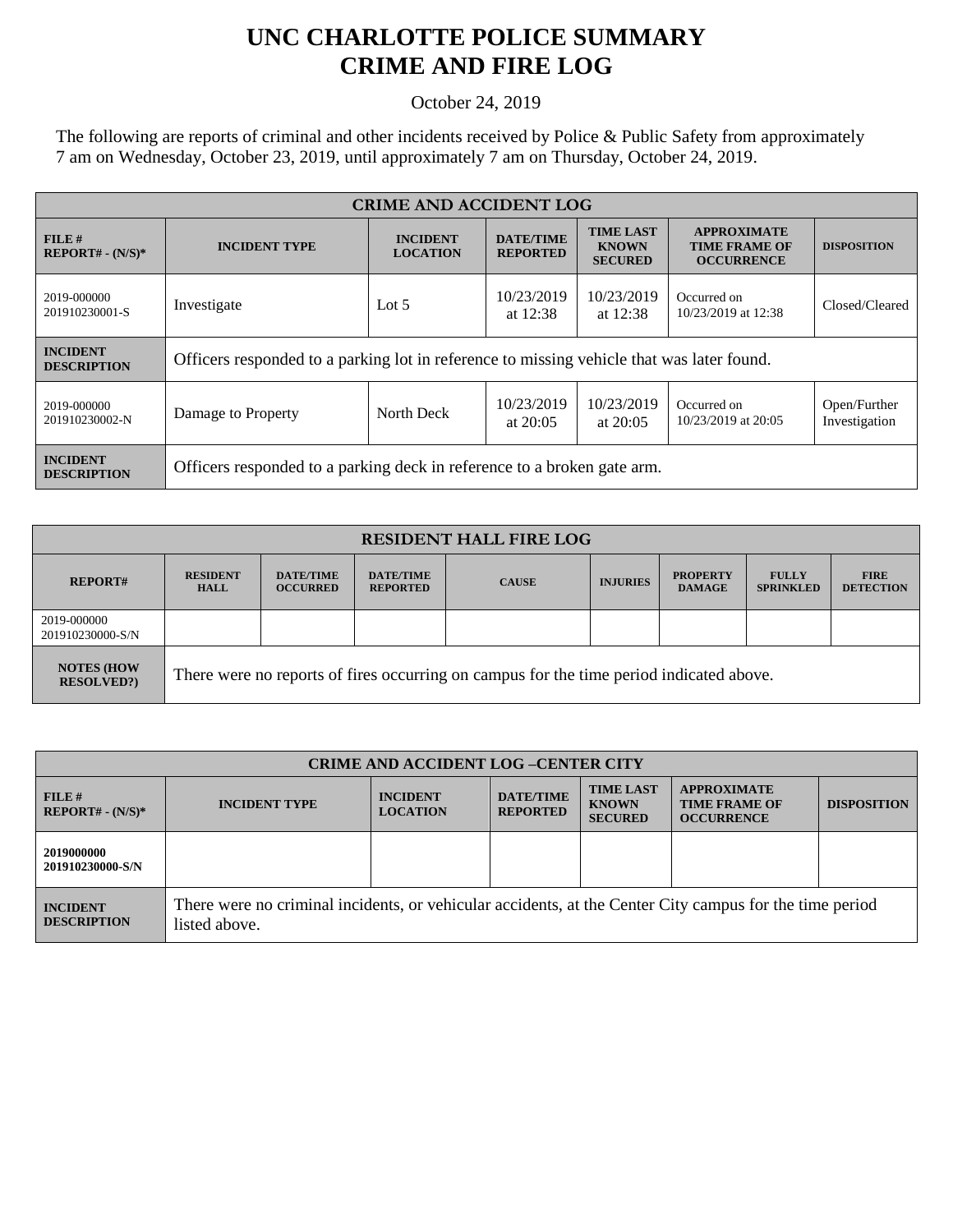# UNC CHARLOTTE POLICE SUMMARY
# CRIME AND FIRE LOG

October 24, 2019

The following are reports of criminal and other incidents received by Police & Public Safety from approximately 7 am on Wednesday, October 23, 2019, until approximately 7 am on Thursday, October 24, 2019.

| CRIME AND ACCIDENT LOG | | | | | | |
|---|---|---|---|---|---|---|
| **FILE # REPORT# - (N/S)*** | **INCIDENT TYPE** | **INCIDENT LOCATION** | **DATE/TIME REPORTED** | **TIME LAST KNOWN SECURED** | **APPROXIMATE TIME FRAME OF OCCURRENCE** | **DISPOSITION** |
| 2019-000000 201910230001-S | Investigate | Lot 5 | 10/23/2019 at 12:38 | 10/23/2019 at 12:38 | Occurred on 10/23/2019 at 12:38 | Closed/Cleared |
| **INCIDENT DESCRIPTION** | Officers responded to a parking lot in reference to missing vehicle that was later found. | | | | | |
| 2019-000000 201910230002-N | Damage to Property | North Deck | 10/23/2019 at 20:05 | 10/23/2019 at 20:05 | Occurred on 10/23/2019 at 20:05 | Open/Further Investigation |
| **INCIDENT DESCRIPTION** | Officers responded to a parking deck in reference to a broken gate arm. | | | | | |

| RESIDENT HALL FIRE LOG | | | | | | | | |
|---|---|---|---|---|---|---|---|---|
| **REPORT#** | **RESIDENT HALL** | **DATE/TIME OCCURRED** | **DATE/TIME REPORTED** | **CAUSE** | **INJURIES** | **PROPERTY DAMAGE** | **FULLY SPRINKLED** | **FIRE DETECTION** |
| 2019-000000 201910230000-S/N | | | | | | | | |
| **NOTES (HOW RESOLVED?)** | There were no reports of fires occurring on campus for the time period indicated above. | | | | | | | |

| CRIME AND ACCIDENT LOG –CENTER CITY | | | | | | |
|---|---|---|---|---|---|---|
| **FILE # REPORT# - (N/S)*** | **INCIDENT TYPE** | **INCIDENT LOCATION** | **DATE/TIME REPORTED** | **TIME LAST KNOWN SECURED** | **APPROXIMATE TIME FRAME OF OCCURRENCE** | **DISPOSITION** |
| **2019000000 201910230000-S/N** | | | | | | |
| **INCIDENT DESCRIPTION** | There were no criminal incidents, or vehicular accidents, at the Center City campus for the time period listed above. | | | | | |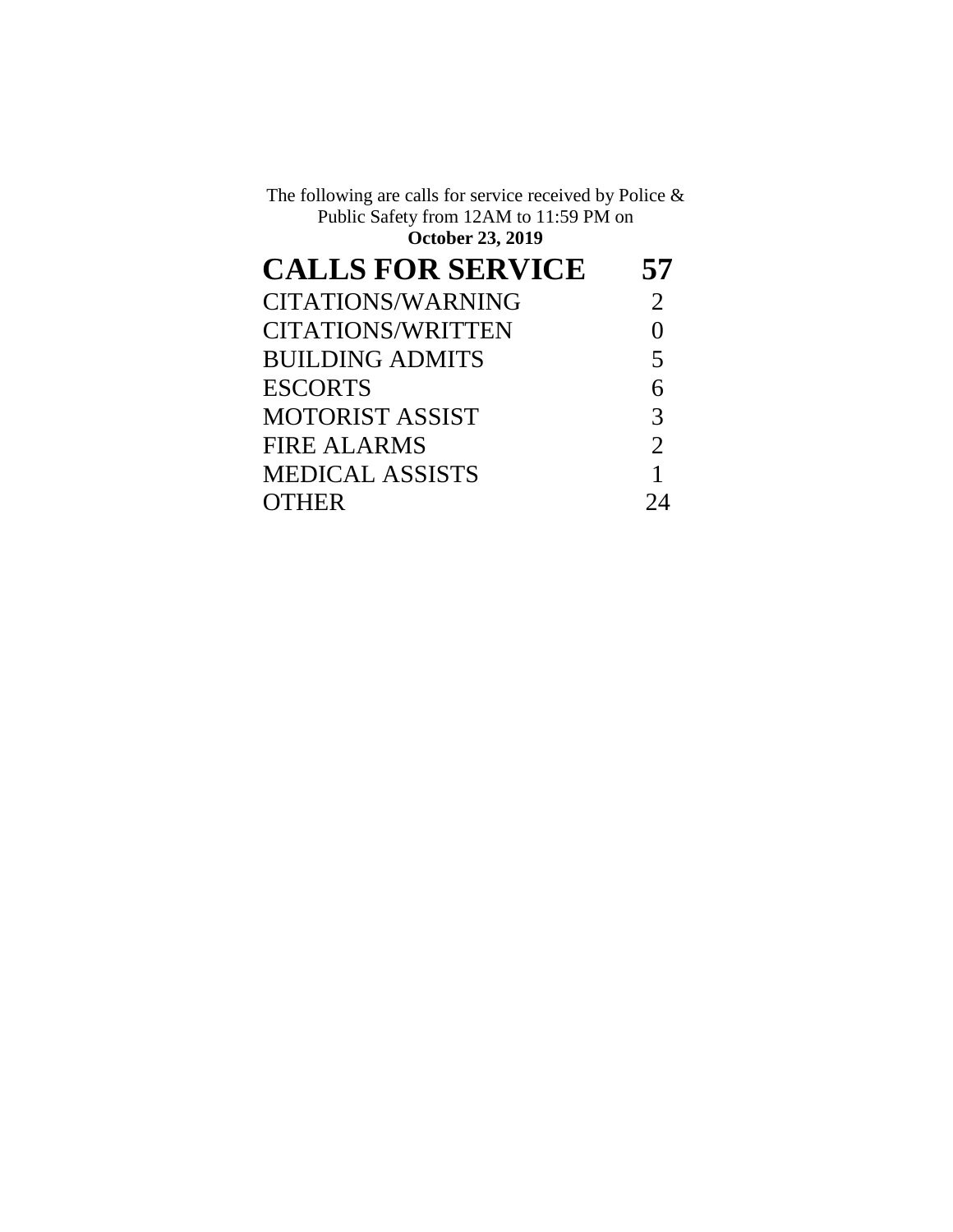The following are calls for service received by Police & Public Safety from 12AM to 11:59 PM on

**October 23, 2019**

| | |
|---|---|
| **CALLS FOR SERVICE** | **57** |
| CITATIONS/WARNING | 2 |
| CITATIONS/WRITTEN | 0 |
| BUILDING ADMITS | 5 |
| ESCORTS | 6 |
| MOTORIST ASSIST | 3 |
| FIRE ALARMS | 2 |
| MEDICAL ASSISTS | 1 |
| OTHER | 24 |